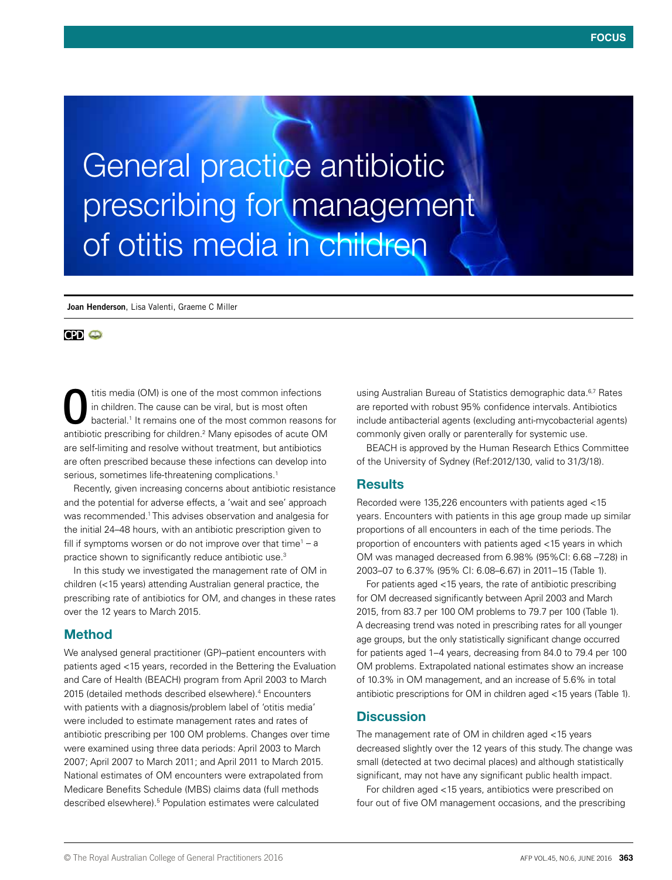# General practice antibiotic prescribing for management of otitis media in children

**Joan Henderson**, Lisa Valenti, Graeme C Miller

Otitis media (OM) is one of the most common infections in children. The cause can be viral, but is most often bacterial.[1] It remains one of the most common reasons for antibiotic prescribing for children.[2] Many episodes of acute OM are self-limiting and resolve without treatment, but antibiotics are often prescribed because these infections can develop into serious, sometimes life-threatening complications.[1]

Recently, given increasing concerns about antibiotic resistance and the potential for adverse effects, a 'wait and see' approach was recommended.[1] This advises observation and analgesia for the initial 24–48 hours, with an antibiotic prescription given to fill if symptoms worsen or do not improve over that time[1] – a practice shown to significantly reduce antibiotic use.[3]

In this study we investigated the management rate of OM in children (<15 years) attending Australian general practice, the prescribing rate of antibiotics for OM, and changes in these rates over the 12 years to March 2015.

## Method

We analysed general practitioner (GP)–patient encounters with patients aged <15 years, recorded in the Bettering the Evaluation and Care of Health (BEACH) program from April 2003 to March 2015 (detailed methods described elsewhere).[4] Encounters with patients with a diagnosis/problem label of 'otitis media' were included to estimate management rates and rates of antibiotic prescribing per 100 OM problems. Changes over time were examined using three data periods: April 2003 to March 2007; April 2007 to March 2011; and April 2011 to March 2015. National estimates of OM encounters were extrapolated from Medicare Benefits Schedule (MBS) claims data (full methods described elsewhere).[5] Population estimates were calculated using Australian Bureau of Statistics demographic data.[6,7] Rates are reported with robust 95% confidence intervals. Antibiotics include antibacterial agents (excluding anti-mycobacterial agents) commonly given orally or parenterally for systemic use.

BEACH is approved by the Human Research Ethics Committee of the University of Sydney (Ref:2012/130, valid to 31/3/18).

## Results

Recorded were 135,226 encounters with patients aged <15 years. Encounters with patients in this age group made up similar proportions of all encounters in each of the time periods. The proportion of encounters with patients aged <15 years in which OM was managed decreased from 6.98% (95%CI: 6.68 –7.28) in 2003–07 to 6.37% (95% CI: 6.08–6.67) in 2011–15 (Table 1).

For patients aged <15 years, the rate of antibiotic prescribing for OM decreased significantly between April 2003 and March 2015, from 83.7 per 100 OM problems to 79.7 per 100 (Table 1). A decreasing trend was noted in prescribing rates for all younger age groups, but the only statistically significant change occurred for patients aged 1–4 years, decreasing from 84.0 to 79.4 per 100 OM problems. Extrapolated national estimates show an increase of 10.3% in OM management, and an increase of 5.6% in total antibiotic prescriptions for OM in children aged <15 years (Table 1).

## Discussion

The management rate of OM in children aged <15 years decreased slightly over the 12 years of this study. The change was small (detected at two decimal places) and although statistically significant, may not have any significant public health impact.

For children aged <15 years, antibiotics were prescribed on four out of five OM management occasions, and the prescribing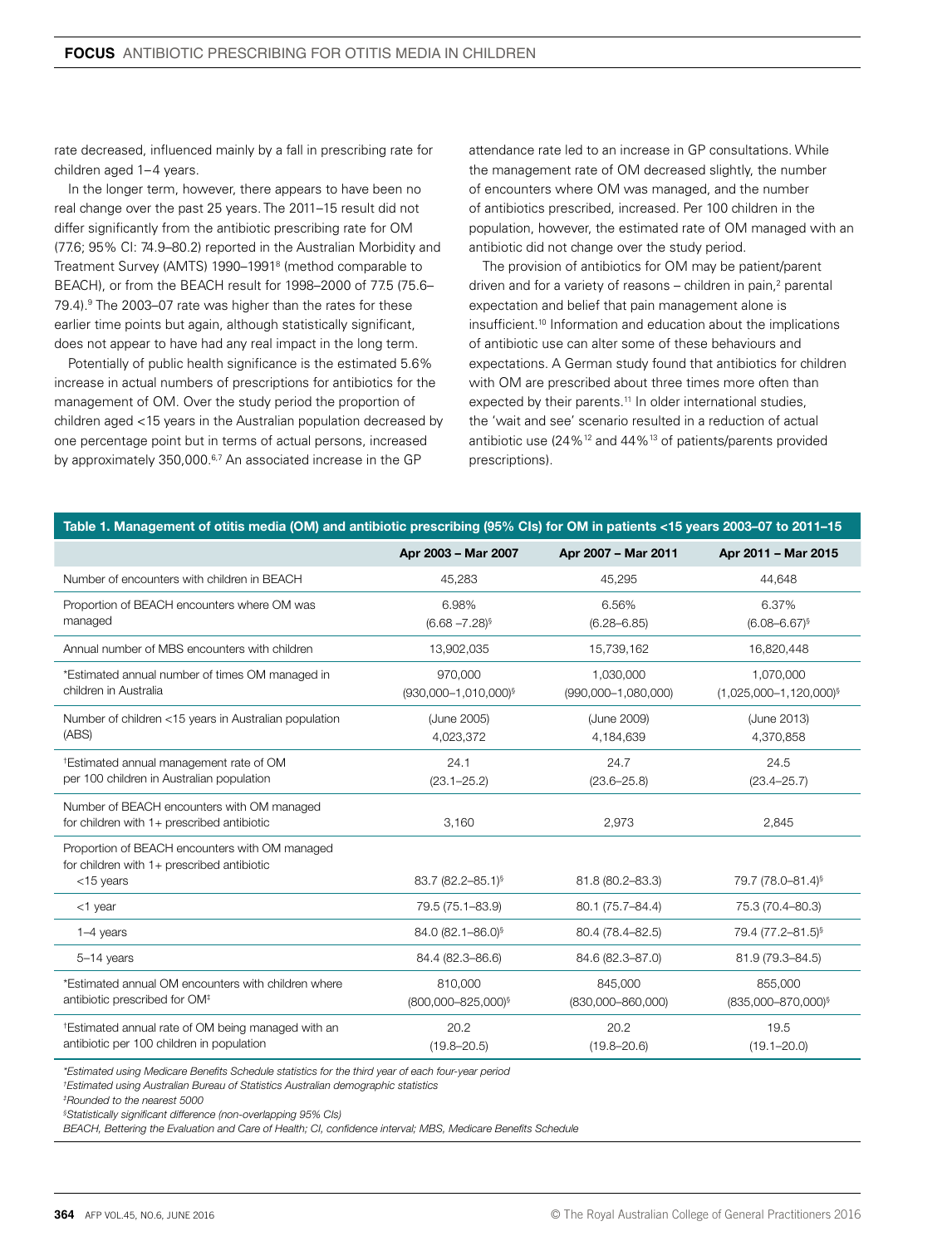rate decreased, influenced mainly by a fall in prescribing rate for children aged 1–4 years.

In the longer term, however, there appears to have been no real change over the past 25 years. The 2011–15 result did not differ significantly from the antibiotic prescribing rate for OM (77.6; 95% CI: 74.9–80.2) reported in the Australian Morbidity and Treatment Survey (AMTS) 1990–1991[8] (method comparable to BEACH), or from the BEACH result for 1998–2000 of 77.5 (75.6–79.4).[9] The 2003–07 rate was higher than the rates for these earlier time points but again, although statistically significant, does not appear to have had any real impact in the long term.

Potentially of public health significance is the estimated 5.6% increase in actual numbers of prescriptions for antibiotics for the management of OM. Over the study period the proportion of children aged <15 years in the Australian population decreased by one percentage point but in terms of actual persons, increased by approximately 350,000.[6,7] An associated increase in the GP attendance rate led to an increase in GP consultations. While the management rate of OM decreased slightly, the number of encounters where OM was managed, and the number of antibiotics prescribed, increased. Per 100 children in the population, however, the estimated rate of OM managed with an antibiotic did not change over the study period.

The provision of antibiotics for OM may be patient/parent driven and for a variety of reasons – children in pain,[2] parental expectation and belief that pain management alone is insufficient.[10] Information and education about the implications of antibiotic use can alter some of these behaviours and expectations. A German study found that antibiotics for children with OM are prescribed about three times more often than expected by their parents.[11] In older international studies, the 'wait and see' scenario resulted in a reduction of actual antibiotic use (24%[12] and 44%[13] of patients/parents provided prescriptions).

**Table 1. Management of otitis media (OM) and antibiotic prescribing (95% CIs) for OM in patients <15 years 2003–07 to 2011–15**

| | Apr 2003 – Mar 2007 | Apr 2007 – Mar 2011 | Apr 2011 – Mar 2015 |
|---|---|---|---|
| Number of encounters with children in BEACH | 45,283 | 45,295 | 44,648 |
| Proportion of BEACH encounters where OM was managed | 6.98% (6.68 –7.28)§ | 6.56% (6.28–6.85) | 6.37% (6.08–6.67)§ |
| Annual number of MBS encounters with children | 13,902,035 | 15,739,162 | 16,820,448 |
| *Estimated annual number of times OM managed in children in Australia | 970,000 (930,000–1,010,000)§ | 1,030,000 (990,000–1,080,000) | 1,070,000 (1,025,000–1,120,000)§ |
| Number of children <15 years in Australian population (ABS) | (June 2005) 4,023,372 | (June 2009) 4,184,639 | (June 2013) 4,370,858 |
| †Estimated annual management rate of OM per 100 children in Australian population | 24.1 (23.1–25.2) | 24.7 (23.6–25.8) | 24.5 (23.4–25.7) |
| Number of BEACH encounters with OM managed for children with 1+ prescribed antibiotic | 3,160 | 2,973 | 2,845 |
| Proportion of BEACH encounters with OM managed for children with 1+ prescribed antibiotic | | | |
| <15 years | 83.7 (82.2–85.1)§ | 81.8 (80.2–83.3) | 79.7 (78.0–81.4)§ |
| <1 year | 79.5 (75.1–83.9) | 80.1 (75.7–84.4) | 75.3 (70.4–80.3) |
| 1–4 years | 84.0 (82.1–86.0)§ | 80.4 (78.4–82.5) | 79.4 (77.2–81.5)§ |
| 5–14 years | 84.4 (82.3–86.6) | 84.6 (82.3–87.0) | 81.9 (79.3–84.5) |
| *Estimated annual OM encounters with children where antibiotic prescribed for OM‡ | 810,000 (800,000–825,000)§ | 845,000 (830,000–860,000) | 855,000 (835,000–870,000)§ |
| †Estimated annual rate of OM being managed with an antibiotic per 100 children in population | 20.2 (19.8–20.5) | 20.2 (19.8–20.6) | 19.5 (19.1–20.0) |

*\*Estimated using Medicare Benefits Schedule statistics for the third year of each four-year period*

*†Estimated using Australian Bureau of Statistics Australian demographic statistics*

*‡Rounded to the nearest 5000*

*§Statistically significant difference (non-overlapping 95% CIs)*

*BEACH, Bettering the Evaluation and Care of Health; CI, confidence interval; MBS, Medicare Benefits Schedule*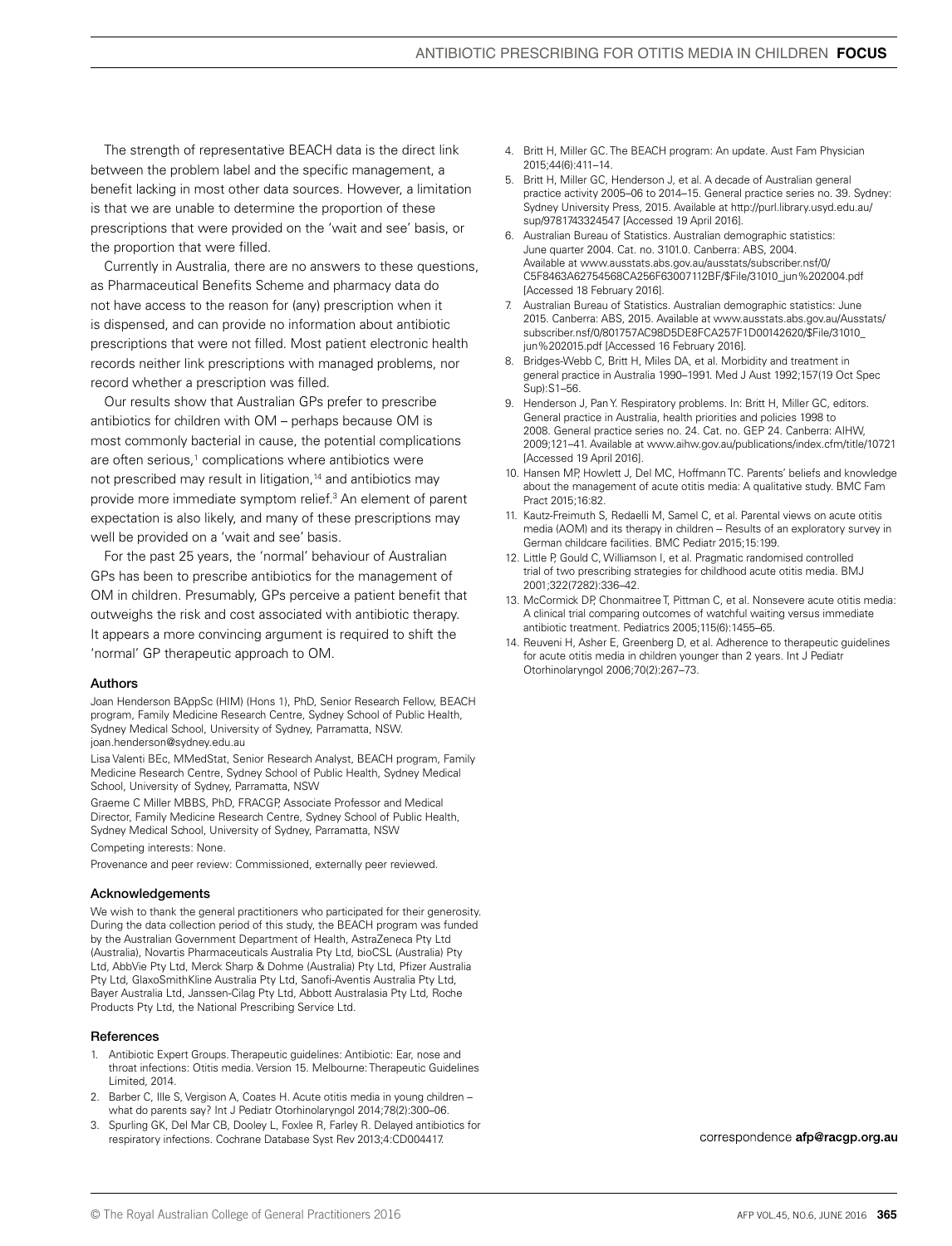The strength of representative BEACH data is the direct link between the problem label and the specific management, a benefit lacking in most other data sources. However, a limitation is that we are unable to determine the proportion of these prescriptions that were provided on the 'wait and see' basis, or the proportion that were filled.

Currently in Australia, there are no answers to these questions, as Pharmaceutical Benefits Scheme and pharmacy data do not have access to the reason for (any) prescription when it is dispensed, and can provide no information about antibiotic prescriptions that were not filled. Most patient electronic health records neither link prescriptions with managed problems, nor record whether a prescription was filled.

Our results show that Australian GPs prefer to prescribe antibiotics for children with OM – perhaps because OM is most commonly bacterial in cause, the potential complications are often serious,[1] complications where antibiotics were not prescribed may result in litigation,[14] and antibiotics may provide more immediate symptom relief.[3] An element of parent expectation is also likely, and many of these prescriptions may well be provided on a 'wait and see' basis.

For the past 25 years, the 'normal' behaviour of Australian GPs has been to prescribe antibiotics for the management of OM in children. Presumably, GPs perceive a patient benefit that outweighs the risk and cost associated with antibiotic therapy. It appears a more convincing argument is required to shift the 'normal' GP therapeutic approach to OM.

## Authors

Joan Henderson BAppSc (HIM) (Hons 1), PhD, Senior Research Fellow, BEACH program, Family Medicine Research Centre, Sydney School of Public Health, Sydney Medical School, University of Sydney, Parramatta, NSW. joan.henderson@sydney.edu.au

Lisa Valenti BEc, MMedStat, Senior Research Analyst, BEACH program, Family Medicine Research Centre, Sydney School of Public Health, Sydney Medical School, University of Sydney, Parramatta, NSW

Graeme C Miller MBBS, PhD, FRACGP, Associate Professor and Medical Director, Family Medicine Research Centre, Sydney School of Public Health, Sydney Medical School, University of Sydney, Parramatta, NSW

Competing interests: None.

Provenance and peer review: Commissioned, externally peer reviewed.

## Acknowledgements

We wish to thank the general practitioners who participated for their generosity. During the data collection period of this study, the BEACH program was funded by the Australian Government Department of Health, AstraZeneca Pty Ltd (Australia), Novartis Pharmaceuticals Australia Pty Ltd, bioCSL (Australia) Pty Ltd, AbbVie Pty Ltd, Merck Sharp & Dohme (Australia) Pty Ltd, Pfizer Australia Pty Ltd, GlaxoSmithKline Australia Pty Ltd, Sanofi-Aventis Australia Pty Ltd, Bayer Australia Ltd, Janssen-Cilag Pty Ltd, Abbott Australasia Pty Ltd, Roche Products Pty Ltd, the National Prescribing Service Ltd.

## References

1. Antibiotic Expert Groups. Therapeutic guidelines: Antibiotic: Ear, nose and throat infections: Otitis media. Version 15. Melbourne: Therapeutic Guidelines Limited, 2014.
2. Barber C, Ille S, Vergison A, Coates H. Acute otitis media in young children – what do parents say? Int J Pediatr Otorhinolaryngol 2014;78(2):300–06.
3. Spurling GK, Del Mar CB, Dooley L, Foxlee R, Farley R. Delayed antibiotics for respiratory infections. Cochrane Database Syst Rev 2013;4:CD004417.
4. Britt H, Miller GC. The BEACH program: An update. Aust Fam Physician 2015;44(6):411–14.
5. Britt H, Miller GC, Henderson J, et al. A decade of Australian general practice activity 2005–06 to 2014–15. General practice series no. 39. Sydney: Sydney University Press, 2015. Available at http://purl.library.usyd.edu.au/sup/9781743324547 [Accessed 19 April 2016].
6. Australian Bureau of Statistics. Australian demographic statistics: June quarter 2004. Cat. no. 3101.0. Canberra: ABS, 2004. Available at www.ausstats.abs.gov.au/ausstats/subscriber.nsf/0/C5F8463A62754568CA256F63007112BF/$File/31010_jun%202004.pdf [Accessed 18 February 2016].
7. Australian Bureau of Statistics. Australian demographic statistics: June 2015. Canberra: ABS, 2015. Available at www.ausstats.abs.gov.au/Ausstats/subscriber.nsf/0/801757AC98D5DE8FCA257F1D00142620/$File/31010_jun%202015.pdf [Accessed 16 February 2016].
8. Bridges-Webb C, Britt H, Miles DA, et al. Morbidity and treatment in general practice in Australia 1990–1991. Med J Aust 1992;157(19 Oct Spec Sup):S1–56.
9. Henderson J, Pan Y. Respiratory problems. In: Britt H, Miller GC, editors. General practice in Australia, health priorities and policies 1998 to 2008. General practice series no. 24. Cat. no. GEP 24. Canberra: AIHW, 2009;121–41. Available at www.aihw.gov.au/publications/index.cfm/title/10721 [Accessed 19 April 2016].
10. Hansen MP, Howlett J, Del MC, Hoffmann TC. Parents' beliefs and knowledge about the management of acute otitis media: A qualitative study. BMC Fam Pract 2015;16:82.
11. Kautz-Freimuth S, Redaelli M, Samel C, et al. Parental views on acute otitis media (AOM) and its therapy in children – Results of an exploratory survey in German childcare facilities. BMC Pediatr 2015;15:199.
12. Little P, Gould C, Williamson I, et al. Pragmatic randomised controlled trial of two prescribing strategies for childhood acute otitis media. BMJ 2001;322(7282):336–42.
13. McCormick DP, Chonmaitree T, Pittman C, et al. Nonsevere acute otitis media: A clinical trial comparing outcomes of watchful waiting versus immediate antibiotic treatment. Pediatrics 2005;115(6):1455–65.
14. Reuveni H, Asher E, Greenberg D, et al. Adherence to therapeutic guidelines for acute otitis media in children younger than 2 years. Int J Pediatr Otorhinolaryngol 2006;70(2):267–73.

correspondence **afp@racgp.org.au**